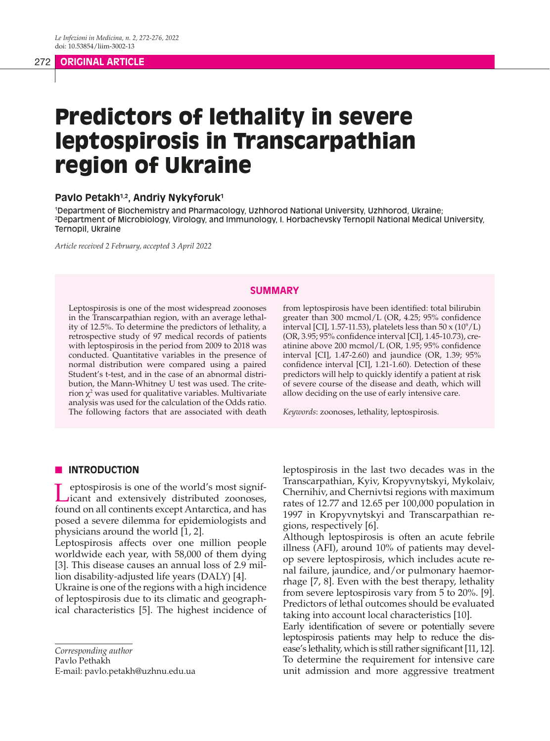ORIGINAL ARTICLE

# Predictors of lethality in severe leptospirosis in Transcarpathian region of Ukraine

**Pavlo Petakh[1,2], Andriy Nykyforuk[1]**

[1]Department of Biochemistry and Pharmacology, Uzhhorod National University, Uzhhorod, Ukraine;
[2]Department of Microbiology, Virology, and Immunology, I. Horbachevsky Ternopil National Medical University, Ternopil, Ukraine

*Article received 2 February, accepted 3 April 2022*

## SUMMARY

Leptospirosis is one of the most widespread zoonoses in the Transcarpathian region, with an average lethality of 12.5%. To determine the predictors of lethality, a retrospective study of 97 medical records of patients with leptospirosis in the period from 2009 to 2018 was conducted. Quantitative variables in the presence of normal distribution were compared using a paired Student's t-test, and in the case of an abnormal distribution, the Mann-Whitney U test was used. The criterion $\chi^2$ was used for qualitative variables. Multivariate analysis was used for the calculation of the Odds ratio. The following factors that are associated with death from leptospirosis have been identified: total bilirubin greater than 300 mcmol/L (OR, 4.25; 95% confidence interval [CI], 1.57-11.53), platelets less than 50 x ($10^9$/L) (OR, 3.95; 95% confidence interval [CI], 1.45-10.73), creatinine above 200 mcmol/L (OR, 1.95; 95% confidence interval [CI], 1.47-2.60) and jaundice (OR, 1.39; 95% confidence interval [CI], 1.21-1.60). Detection of these predictors will help to quickly identify a patient at risk of severe course of the disease and death, which will allow deciding on the use of early intensive care.

*Keywords*: zoonoses, lethality, leptospirosis.

## INTRODUCTION

Leptospirosis is one of the world's most significant and extensively distributed zoonoses, found on all continents except Antarctica, and has posed a severe dilemma for epidemiologists and physicians around the world [1, 2].

Leptospirosis affects over one million people worldwide each year, with 58,000 of them dying [3]. This disease causes an annual loss of 2.9 million disability-adjusted life years (DALY) [4].

Ukraine is one of the regions with a high incidence of leptospirosis due to its climatic and geographical characteristics [5]. The highest incidence of leptospirosis in the last two decades was in the Transcarpathian, Kyiv, Kropyvnytskyi, Mykolaiv, Chernihiv, and Chernivtsi regions with maximum rates of 12.77 and 12.65 per 100,000 population in 1997 in Kropyvnytskyi and Transcarpathian regions, respectively [6].

Although leptospirosis is often an acute febrile illness (AFI), around 10% of patients may develop severe leptospirosis, which includes acute renal failure, jaundice, and/or pulmonary haemorrhage [7, 8]. Even with the best therapy, lethality from severe leptospirosis vary from 5 to 20%. [9]. Predictors of lethal outcomes should be evaluated taking into account local characteristics [10].

Early identification of severe or potentially severe leptospirosis patients may help to reduce the disease's lethality, which is still rather significant [11, 12]. To determine the requirement for intensive care unit admission and more aggressive treatment

*Corresponding author*
Pavlo Pethakh
E-mail: pavlo.petakh@uzhnu.edu.ua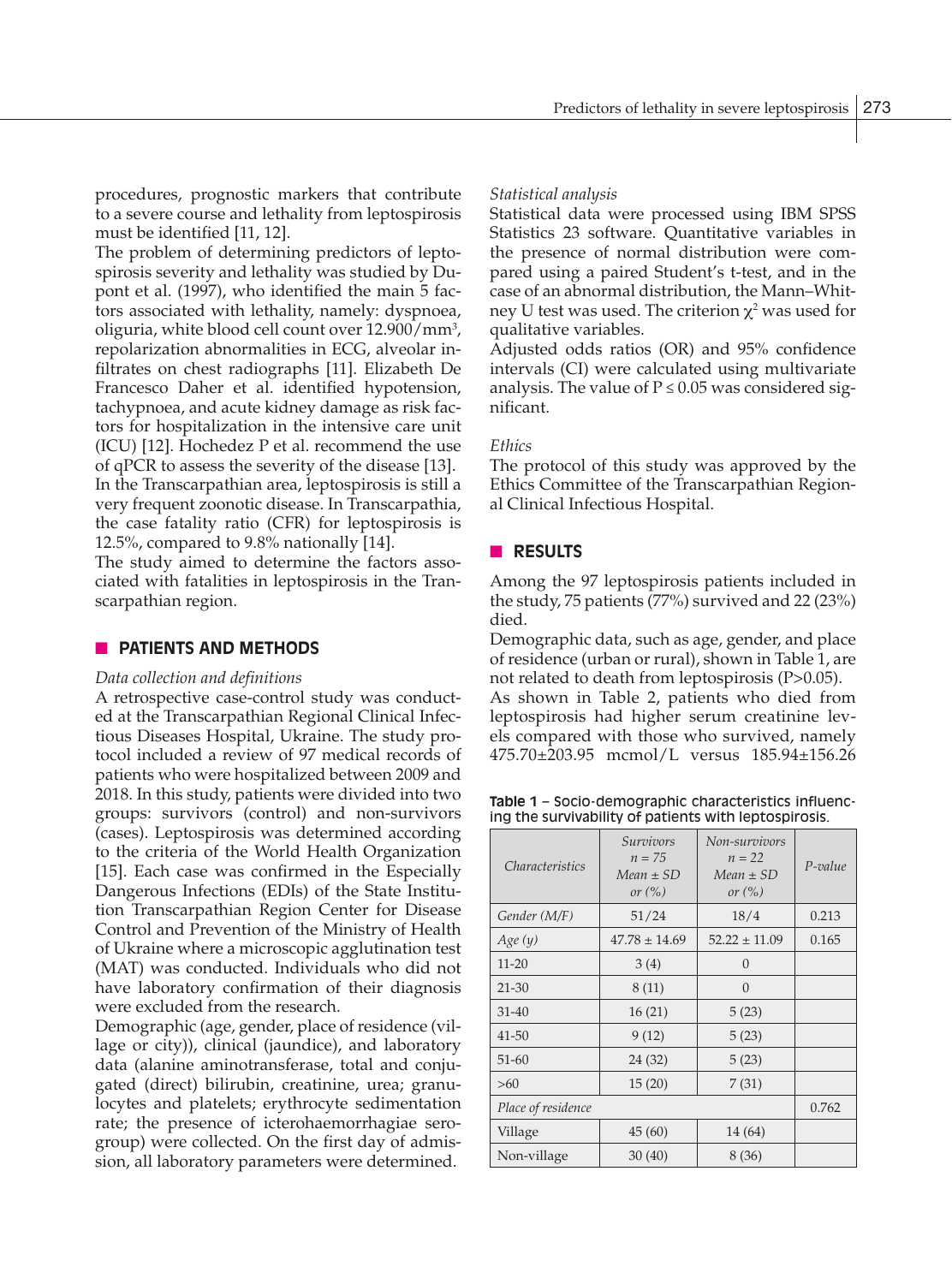procedures, prognostic markers that contribute to a severe course and lethality from leptospirosis must be identified [11, 12].

The problem of determining predictors of leptospirosis severity and lethality was studied by Dupont et al. (1997), who identified the main 5 factors associated with lethality, namely: dyspnoea, oliguria, white blood cell count over 12.900/mm$^3$, repolarization abnormalities in ECG, alveolar infiltrates on chest radiographs [11]. Elizabeth De Francesco Daher et al. identified hypotension, tachypnoea, and acute kidney damage as risk factors for hospitalization in the intensive care unit (ICU) [12]. Hochedez P et al. recommend the use of qPCR to assess the severity of the disease [13].

In the Transcarpathian area, leptospirosis is still a very frequent zoonotic disease. In Transcarpathia, the case fatality ratio (CFR) for leptospirosis is 12.5%, compared to 9.8% nationally [14].

The study aimed to determine the factors associated with fatalities in leptospirosis in the Transcarpathian region.

## PATIENTS AND METHODS

*Data collection and definitions*

A retrospective case-control study was conducted at the Transcarpathian Regional Clinical Infectious Diseases Hospital, Ukraine. The study protocol included a review of 97 medical records of patients who were hospitalized between 2009 and 2018. In this study, patients were divided into two groups: survivors (control) and non-survivors (cases). Leptospirosis was determined according to the criteria of the World Health Organization [15]. Each case was confirmed in the Especially Dangerous Infections (EDIs) of the State Institution Transcarpathian Region Center for Disease Control and Prevention of the Ministry of Health of Ukraine where a microscopic agglutination test (MAT) was conducted. Individuals who did not have laboratory confirmation of their diagnosis were excluded from the research.

Demographic (age, gender, place of residence (village or city)), clinical (jaundice), and laboratory data (alanine aminotransferase, total and conjugated (direct) bilirubin, creatinine, urea; granulocytes and platelets; erythrocyte sedimentation rate; the presence of icterohaemorrhagiae serogroup) were collected. On the first day of admission, all laboratory parameters were determined.

*Statistical analysis*

Statistical data were processed using IBM SPSS Statistics 23 software. Quantitative variables in the presence of normal distribution were compared using a paired Student's t-test, and in the case of an abnormal distribution, the Mann–Whitney U test was used. The criterion $\chi^2$ was used for qualitative variables.

Adjusted odds ratios (OR) and 95% confidence intervals (CI) were calculated using multivariate analysis. The value of $P \leq 0.05$ was considered significant.

*Ethics*

The protocol of this study was approved by the Ethics Committee of the Transcarpathian Regional Clinical Infectious Hospital.

## RESULTS

Among the 97 leptospirosis patients included in the study, 75 patients (77%) survived and 22 (23%) died.

Demographic data, such as age, gender, and place of residence (urban or rural), shown in Table 1, are not related to death from leptospirosis (P>0.05).

As shown in Table 2, patients who died from leptospirosis had higher serum creatinine levels compared with those who survived, namely 475.70±203.95 mcmol/L versus 185.94±156.26

**Table 1** – Socio-demographic characteristics influencing the survivability of patients with leptospirosis.

| *Characteristics* | *Survivors* *n = 75* *Mean ± SD* *or (%)* | *Non-survivors* *n = 22* *Mean ± SD* *or (%)* | *P-value* |
|---|---|---|---|
| *Gender (M/F)* | 51/24 | 18/4 | 0.213 |
| *Age (y)* | 47.78 ± 14.69 | 52.22 ± 11.09 | 0.165 |
| 11-20 | 3 (4) | 0 | |
| 21-30 | 8 (11) | 0 | |
| 31-40 | 16 (21) | 5 (23) | |
| 41-50 | 9 (12) | 5 (23) | |
| 51-60 | 24 (32) | 5 (23) | |
| >60 | 15 (20) | 7 (31) | |
| *Place of residence* | | | 0.762 |
| Village | 45 (60) | 14 (64) | |
| Non-village | 30 (40) | 8 (36) | |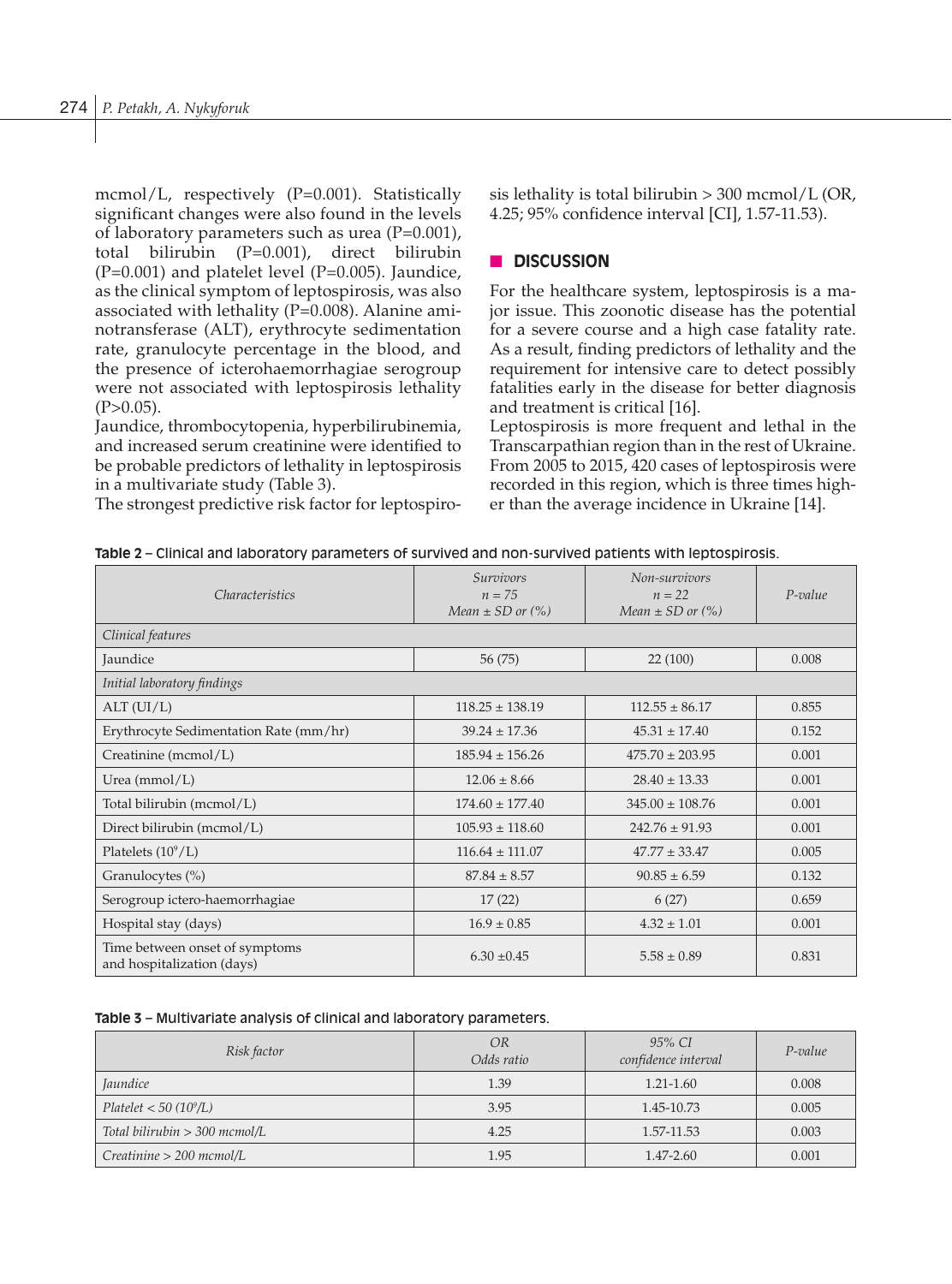mcmol/L, respectively (P=0.001). Statistically significant changes were also found in the levels of laboratory parameters such as urea (P=0.001), total bilirubin (P=0.001), direct bilirubin (P=0.001) and platelet level (P=0.005). Jaundice, as the clinical symptom of leptospirosis, was also associated with lethality (P=0.008). Alanine aminotransferase (ALT), erythrocyte sedimentation rate, granulocyte percentage in the blood, and the presence of icterohaemorrhagiae serogroup were not associated with leptospirosis lethality (P>0.05).

Jaundice, thrombocytopenia, hyperbilirubinemia, and increased serum creatinine were identified to be probable predictors of lethality in leptospirosis in a multivariate study (Table 3).

The strongest predictive risk factor for leptospirosis lethality is total bilirubin > 300 mcmol/L (OR, 4.25; 95% confidence interval [CI], 1.57-11.53).

## DISCUSSION

For the healthcare system, leptospirosis is a major issue. This zoonotic disease has the potential for a severe course and a high case fatality rate. As a result, finding predictors of lethality and the requirement for intensive care to detect possibly fatalities early in the disease for better diagnosis and treatment is critical [16].

Leptospirosis is more frequent and lethal in the Transcarpathian region than in the rest of Ukraine. From 2005 to 2015, 420 cases of leptospirosis were recorded in this region, which is three times higher than the average incidence in Ukraine [14].

**Table 2** – Clinical and laboratory parameters of survived and non-survived patients with leptospirosis.

| *Characteristics* | *Survivors* *n = 75* *Mean ± SD or (%)* | *Non-survivors* *n = 22* *Mean ± SD or (%)* | *P-value* |
|---|---|---|---|
| *Clinical features* | | | |
| Jaundice | 56 (75) | 22 (100) | 0.008 |
| *Initial laboratory findings* | | | |
| ALT (UI/L) | 118.25 ± 138.19 | 112.55 ± 86.17 | 0.855 |
| Erythrocyte Sedimentation Rate (mm/hr) | 39.24 ± 17.36 | 45.31 ± 17.40 | 0.152 |
| Creatinine (mcmol/L) | 185.94 ± 156.26 | 475.70 ± 203.95 | 0.001 |
| Urea (mmol/L) | 12.06 ± 8.66 | 28.40 ± 13.33 | 0.001 |
| Total bilirubin (mcmol/L) | 174.60 ± 177.40 | 345.00 ± 108.76 | 0.001 |
| Direct bilirubin (mcmol/L) | 105.93 ± 118.60 | 242.76 ± 91.93 | 0.001 |
| Platelets ($10^9$/L) | 116.64 ± 111.07 | 47.77 ± 33.47 | 0.005 |
| Granulocytes (%) | 87.84 ± 8.57 | 90.85 ± 6.59 | 0.132 |
| Serogroup ictero-haemorrhagiae | 17 (22) | 6 (27) | 0.659 |
| Hospital stay (days) | 16.9 ± 0.85 | 4.32 ± 1.01 | 0.001 |
| Time between onset of symptoms and hospitalization (days) | 6.30 ±0.45 | 5.58 ± 0.89 | 0.831 |

**Table 3** – Multivariate analysis of clinical and laboratory parameters.

| *Risk factor* | *OR* *Odds ratio* | *95% CI* *confidence interval* | *P-value* |
|---|---|---|---|
| *Jaundice* | 1.39 | 1.21-1.60 | 0.008 |
| *Platelet < 50 ($10^9$/L)* | 3.95 | 1.45-10.73 | 0.005 |
| *Total bilirubin > 300 mcmol/L* | 4.25 | 1.57-11.53 | 0.003 |
| *Creatinine > 200 mcmol/L* | 1.95 | 1.47-2.60 | 0.001 |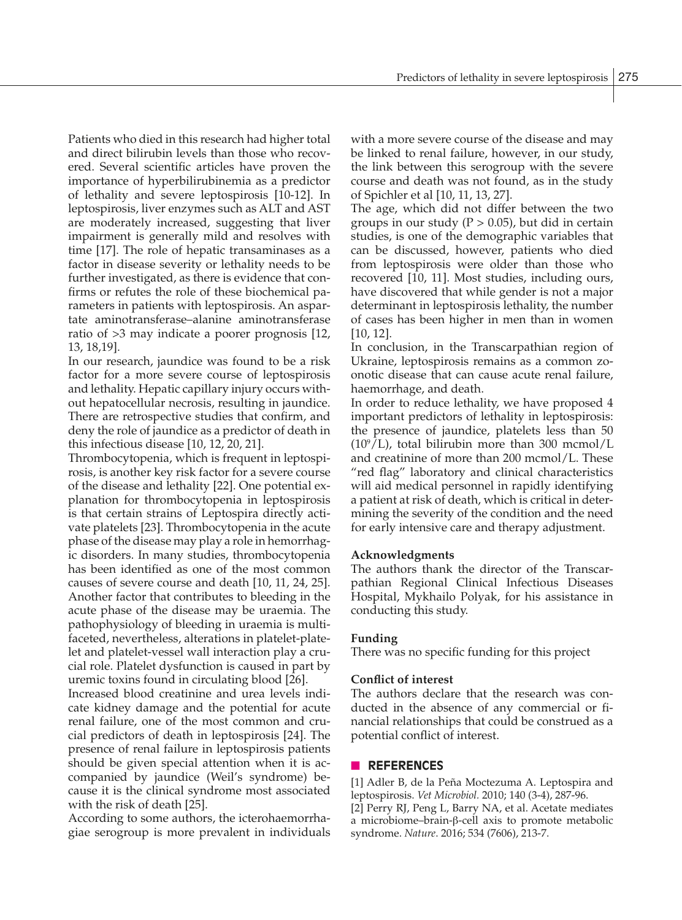Patients who died in this research had higher total and direct bilirubin levels than those who recovered. Several scientific articles have proven the importance of hyperbilirubinemia as a predictor of lethality and severe leptospirosis [10-12]. In leptospirosis, liver enzymes such as ALT and AST are moderately increased, suggesting that liver impairment is generally mild and resolves with time [17]. The role of hepatic transaminases as a factor in disease severity or lethality needs to be further investigated, as there is evidence that confirms or refutes the role of these biochemical parameters in patients with leptospirosis. An aspartate aminotransferase–alanine aminotransferase ratio of >3 may indicate a poorer prognosis [12, 13, 18,19].

In our research, jaundice was found to be a risk factor for a more severe course of leptospirosis and lethality. Hepatic capillary injury occurs without hepatocellular necrosis, resulting in jaundice. There are retrospective studies that confirm, and deny the role of jaundice as a predictor of death in this infectious disease [10, 12, 20, 21].

Thrombocytopenia, which is frequent in leptospirosis, is another key risk factor for a severe course of the disease and lethality [22]. One potential explanation for thrombocytopenia in leptospirosis is that certain strains of Leptospira directly activate platelets [23]. Thrombocytopenia in the acute phase of the disease may play a role in hemorrhagic disorders. In many studies, thrombocytopenia has been identified as one of the most common causes of severe course and death [10, 11, 24, 25]. Another factor that contributes to bleeding in the acute phase of the disease may be uraemia. The pathophysiology of bleeding in uraemia is multifaceted, nevertheless, alterations in platelet-platelet and platelet-vessel wall interaction play a crucial role. Platelet dysfunction is caused in part by uremic toxins found in circulating blood [26].

Increased blood creatinine and urea levels indicate kidney damage and the potential for acute renal failure, one of the most common and crucial predictors of death in leptospirosis [24]. The presence of renal failure in leptospirosis patients should be given special attention when it is accompanied by jaundice (Weil's syndrome) because it is the clinical syndrome most associated with the risk of death [25].

According to some authors, the icterohaemorrhagiae serogroup is more prevalent in individuals with a more severe course of the disease and may be linked to renal failure, however, in our study, the link between this serogroup with the severe course and death was not found, as in the study of Spichler et al [10, 11, 13, 27].

The age, which did not differ between the two groups in our study ($P > 0.05$), but did in certain studies, is one of the demographic variables that can be discussed, however, patients who died from leptospirosis were older than those who recovered [10, 11]. Most studies, including ours, have discovered that while gender is not a major determinant in leptospirosis lethality, the number of cases has been higher in men than in women [10, 12].

In conclusion, in the Transcarpathian region of Ukraine, leptospirosis remains as a common zoonotic disease that can cause acute renal failure, haemorrhage, and death.

In order to reduce lethality, we have proposed 4 important predictors of lethality in leptospirosis: the presence of jaundice, platelets less than 50 ($10^9$/L), total bilirubin more than 300 mcmol/L and creatinine of more than 200 mcmol/L. These "red flag" laboratory and clinical characteristics will aid medical personnel in rapidly identifying a patient at risk of death, which is critical in determining the severity of the condition and the need for early intensive care and therapy adjustment.

**Acknowledgments**

The authors thank the director of the Transcarpathian Regional Clinical Infectious Diseases Hospital, Mykhailo Polyak, for his assistance in conducting this study.

**Funding**

There was no specific funding for this project

**Conflict of interest**

The authors declare that the research was conducted in the absence of any commercial or financial relationships that could be construed as a potential conflict of interest.

## REFERENCES

[1] Adler B, de la Peña Moctezuma A. Leptospira and leptospirosis. *Vet Microbiol*. 2010; 140 (3-4), 287-96.

[2] Perry RJ, Peng L, Barry NA, et al. Acetate mediates a microbiome–brain-β-cell axis to promote metabolic syndrome. *Nature*. 2016; 534 (7606), 213-7.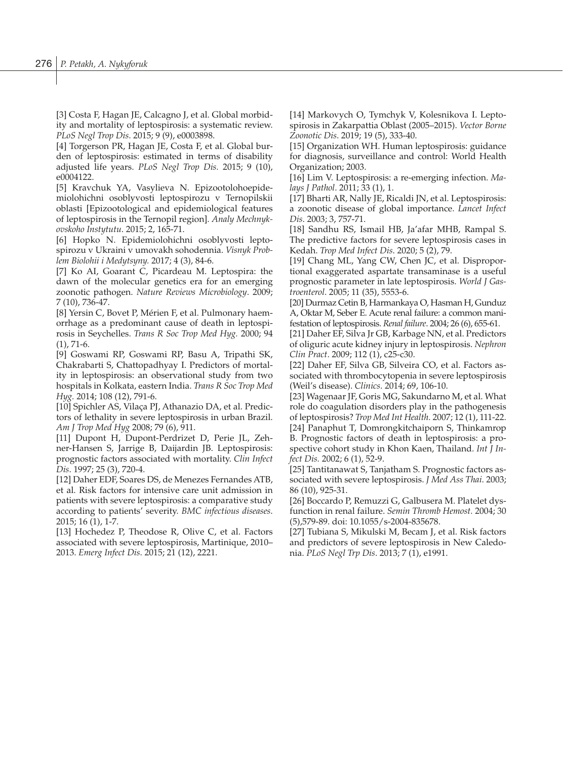[3] Costa F, Hagan JE, Calcagno J, et al. Global morbidity and mortality of leptospirosis: a systematic review. *PLoS Negl Trop Dis*. 2015; 9 (9), e0003898.

[4] Torgerson PR, Hagan JE, Costa F, et al. Global burden of leptospirosis: estimated in terms of disability adjusted life years. *PLoS Negl Trop Dis.* 2015; 9 (10), e0004122.

[5] Kravchuk YA, Vasylieva N. Epizootolohoepidemiolohichni osoblyvosti leptospirozu v Ternopilskii oblasti [Epizootological and epidemiological features of leptospirosis in the Ternopil region]. *Analy Mechnykovskoho Instytutu*. 2015; 2, 165-71.

[6] Hopko N. Epidemiolohichni osoblyvosti leptospirozu v Ukraini v umovakh sohodennia. *Visnyk Problem Biolohii i Medytsyny.* 2017; 4 (3), 84-6.

[7] Ko AI, Goarant C, Picardeau M. Leptospira: the dawn of the molecular genetics era for an emerging zoonotic pathogen. *Nature Reviews Microbiology*. 2009; 7 (10), 736-47.

[8] Yersin C, Bovet P, Mérien F, et al. Pulmonary haemorrhage as a predominant cause of death in leptospirosis in Seychelles. *Trans R Soc Trop Med Hyg.* 2000; 94 (1), 71-6.

[9] Goswami RP, Goswami RP, Basu A, Tripathi SK, Chakrabarti S, Chattopadhyay I. Predictors of mortality in leptospirosis: an observational study from two hospitals in Kolkata, eastern India. *Trans R Soc Trop Med Hyg.* 2014; 108 (12), 791-6.

[10] Spichler AS, Vilaça PJ, Athanazio DA, et al. Predictors of lethality in severe leptospirosis in urban Brazil. *Am J Trop Med Hyg* 2008; 79 (6), 911.

[11] Dupont H, Dupont-Perdrizet D, Perie JL, Zehner-Hansen S, Jarrige B, Daijardin JB. Leptospirosis: prognostic factors associated with mortality. *Clin Infect Dis*. 1997; 25 (3), 720-4.

[12] Daher EDF, Soares DS, de Menezes Fernandes ATB, et al. Risk factors for intensive care unit admission in patients with severe leptospirosis: a comparative study according to patients' severity. *BMC infectious diseases*. 2015; 16 (1), 1-7.

[13] Hochedez P, Theodose R, Olive C, et al. Factors associated with severe leptospirosis, Martinique, 2010–2013. *Emerg Infect Dis*. 2015; 21 (12), 2221.

[14] Markovych O, Tymchyk V, Kolesnikova I. Leptospirosis in Zakarpattia Oblast (2005–2015). *Vector Borne Zoonotic Dis*. 2019; 19 (5), 333-40.

[15] Organization WH. Human leptospirosis: guidance for diagnosis, surveillance and control: World Health Organization; 2003.

[16] Lim V. Leptospirosis: a re-emerging infection. *Malays J Pathol*. 2011; 33 (1), 1.

[17] Bharti AR, Nally JE, Ricaldi JN, et al. Leptospirosis: a zoonotic disease of global importance. *Lancet Infect Dis*. 2003; 3, 757-71.

[18] Sandhu RS, Ismail HB, Ja'afar MHB, Rampal S. The predictive factors for severe leptospirosis cases in Kedah. *Trop Med Infect Dis*. 2020; 5 (2), 79.

[19] Chang ML, Yang CW, Chen JC, et al. Disproportional exaggerated aspartate transaminase is a useful prognostic parameter in late leptospirosis. *World J Gastroenterol*. 2005; 11 (35), 5553-6.

[20] Durmaz Cetin B, Harmankaya O, Hasman H, Gunduz A, Oktar M, Seber E. Acute renal failure: a common manifestation of leptospirosis. *Renal failure*. 2004; 26 (6), 655-61.

[21] Daher EF, Silva Jr GB, Karbage NN, et al. Predictors of oliguric acute kidney injury in leptospirosis. *Nephron Clin Pract*. 2009; 112 (1), c25-c30.

[22] Daher EF, Silva GB, Silveira CO, et al. Factors associated with thrombocytopenia in severe leptospirosis (Weil's disease). *Clinics*. 2014; 69, 106-10.

[23] Wagenaar JF, Goris MG, Sakundarno M, et al. What role do coagulation disorders play in the pathogenesis of leptospirosis? *Trop Med Int Health.* 2007; 12 (1), 111-22.

[24] Panaphut T, Domrongkitchaiporn S, Thinkamrop B. Prognostic factors of death in leptospirosis: a prospective cohort study in Khon Kaen, Thailand. *Int J Infect Dis.* 2002; 6 (1), 52-9.

[25] Tantitanawat S, Tanjatham S. Prognostic factors associated with severe leptospirosis. *J Med Ass Thai*. 2003; 86 (10), 925-31.

[26] Boccardo P, Remuzzi G, Galbusera M. Platelet dysfunction in renal failure. *Semin Thromb Hemost.* 2004; 30 (5),579-89. doi: 10.1055/s-2004-835678.

[27] Tubiana S, Mikulski M, Becam J, et al. Risk factors and predictors of severe leptospirosis in New Caledonia. *PLoS Negl Trp Dis*. 2013; 7 (1), e1991.